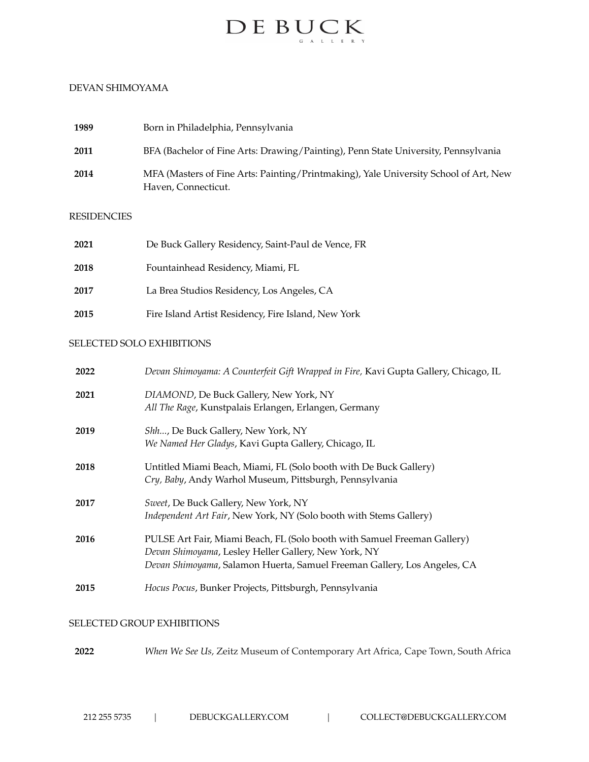# DE BUCK GALLERY

## DEVAN SHIMOYAMA

**1989** Born in Philadelphia, Pennsylvania

**2011** BFA (Bachelor of Fine Arts: Drawing/Painting), Penn State University, Pennsylvania

**2014** MFA (Masters of Fine Arts: Painting/Printmaking), Yale University School of Art, New Haven, Connecticut.

## RESIDENCIES

**2021** De Buck Gallery Residency, Saint-Paul de Vence, FR

**2018** Fountainhead Residency, Miami, FL

**2017** La Brea Studios Residency, Los Angeles, CA

**2015** Fire Island Artist Residency, Fire Island, New York

## SELECTED SOLO EXHIBITIONS

**2022** *Devan Shimoyama: A Counterfeit Gift Wrapped in Fire,* Kavi Gupta Gallery, Chicago, IL

**2021** *DIAMOND*, De Buck Gallery, New York, NY
*All The Rage*, Kunstpalais Erlangen, Erlangen, Germany

**2019** *Shh...*, De Buck Gallery, New York, NY
*We Named Her Gladys*, Kavi Gupta Gallery, Chicago, IL

**2018** Untitled Miami Beach, Miami, FL (Solo booth with De Buck Gallery)
*Cry, Baby*, Andy Warhol Museum, Pittsburgh, Pennsylvania

**2017** *Sweet*, De Buck Gallery, New York, NY
*Independent Art Fair*, New York, NY (Solo booth with Stems Gallery)

**2016** PULSE Art Fair, Miami Beach, FL (Solo booth with Samuel Freeman Gallery)
*Devan Shimoyama*, Lesley Heller Gallery, New York, NY
*Devan Shimoyama*, Salamon Huerta, Samuel Freeman Gallery, Los Angeles, CA

**2015** *Hocus Pocus*, Bunker Projects, Pittsburgh, Pennsylvania

## SELECTED GROUP EXHIBITIONS

**2022** *When We See Us,* Zeitz Museum of Contemporary Art Africa, Cape Town, South Africa

212 255 5735 | DEBUCKGALLERY.COM | COLLECT@DEBUCKGALLERY.COM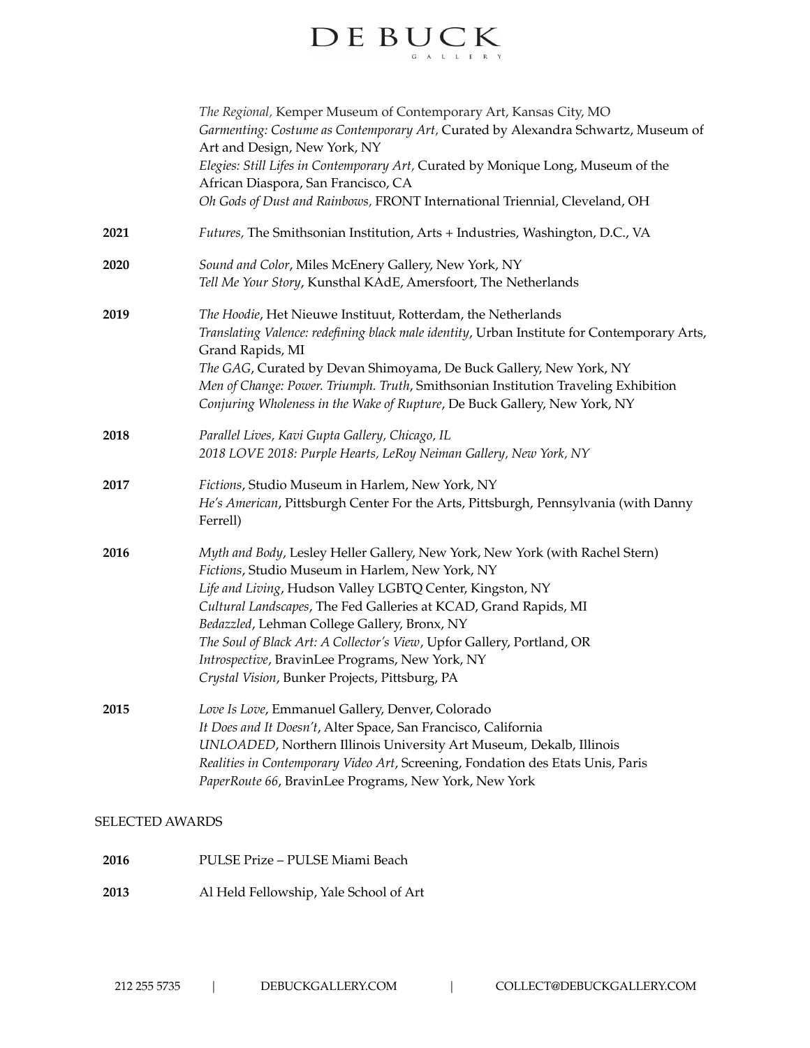| | |
|---|---|
| | *The Regional,* Kemper Museum of Contemporary Art, Kansas City, MO<br>*Garmenting: Costume as Contemporary Art,* Curated by Alexandra Schwartz, Museum of Art and Design, New York, NY<br>*Elegies: Still Lifes in Contemporary Art,* Curated by Monique Long, Museum of the African Diaspora, San Francisco, CA<br>*Oh Gods of Dust and Rainbows,* FRONT International Triennial, Cleveland, OH |
| **2021** | *Futures,* The Smithsonian Institution, Arts + Industries, Washington, D.C., VA |
| **2020** | *Sound and Color*, Miles McEnery Gallery, New York, NY<br>*Tell Me Your Story*, Kunsthal KAdE, Amersfoort, The Netherlands |
| **2019** | *The Hoodie*, Het Nieuwe Instituut, Rotterdam, the Netherlands<br>*Translating Valence: redefining black male identity*, Urban Institute for Contemporary Arts, Grand Rapids, MI<br>*The GAG*, Curated by Devan Shimoyama, De Buck Gallery, New York, NY<br>*Men of Change: Power. Triumph. Truth*, Smithsonian Institution Traveling Exhibition<br>*Conjuring Wholeness in the Wake of Rupture*, De Buck Gallery, New York, NY |
| **2018** | *Parallel Lives, Kavi Gupta Gallery, Chicago, IL*<br>*2018 LOVE 2018: Purple Hearts, LeRoy Neiman Gallery, New York, NY* |
| **2017** | *Fictions*, Studio Museum in Harlem, New York, NY<br>*He's American*, Pittsburgh Center For the Arts, Pittsburgh, Pennsylvania (with Danny Ferrell) |
| **2016** | *Myth and Body*, Lesley Heller Gallery, New York, New York (with Rachel Stern)<br>*Fictions*, Studio Museum in Harlem, New York, NY<br>*Life and Living*, Hudson Valley LGBTQ Center, Kingston, NY<br>*Cultural Landscapes*, The Fed Galleries at KCAD, Grand Rapids, MI<br>*Bedazzled*, Lehman College Gallery, Bronx, NY<br>*The Soul of Black Art: A Collector's View*, Upfor Gallery, Portland, OR<br>*Introspective*, BravinLee Programs, New York, NY<br>*Crystal Vision*, Bunker Projects, Pittsburg, PA |
| **2015** | *Love Is Love*, Emmanuel Gallery, Denver, Colorado<br>*It Does and It Doesn't*, Alter Space, San Francisco, California<br>*UNLOADED*, Northern Illinois University Art Museum, Dekalb, Illinois<br>*Realities in Contemporary Video Art*, Screening, Fondation des Etats Unis, Paris<br>*PaperRoute 66*, BravinLee Programs, New York, New York |

SELECTED AWARDS

| | |
|---|---|
| **2016** | PULSE Prize – PULSE Miami Beach |
| **2013** | Al Held Fellowship, Yale School of Art |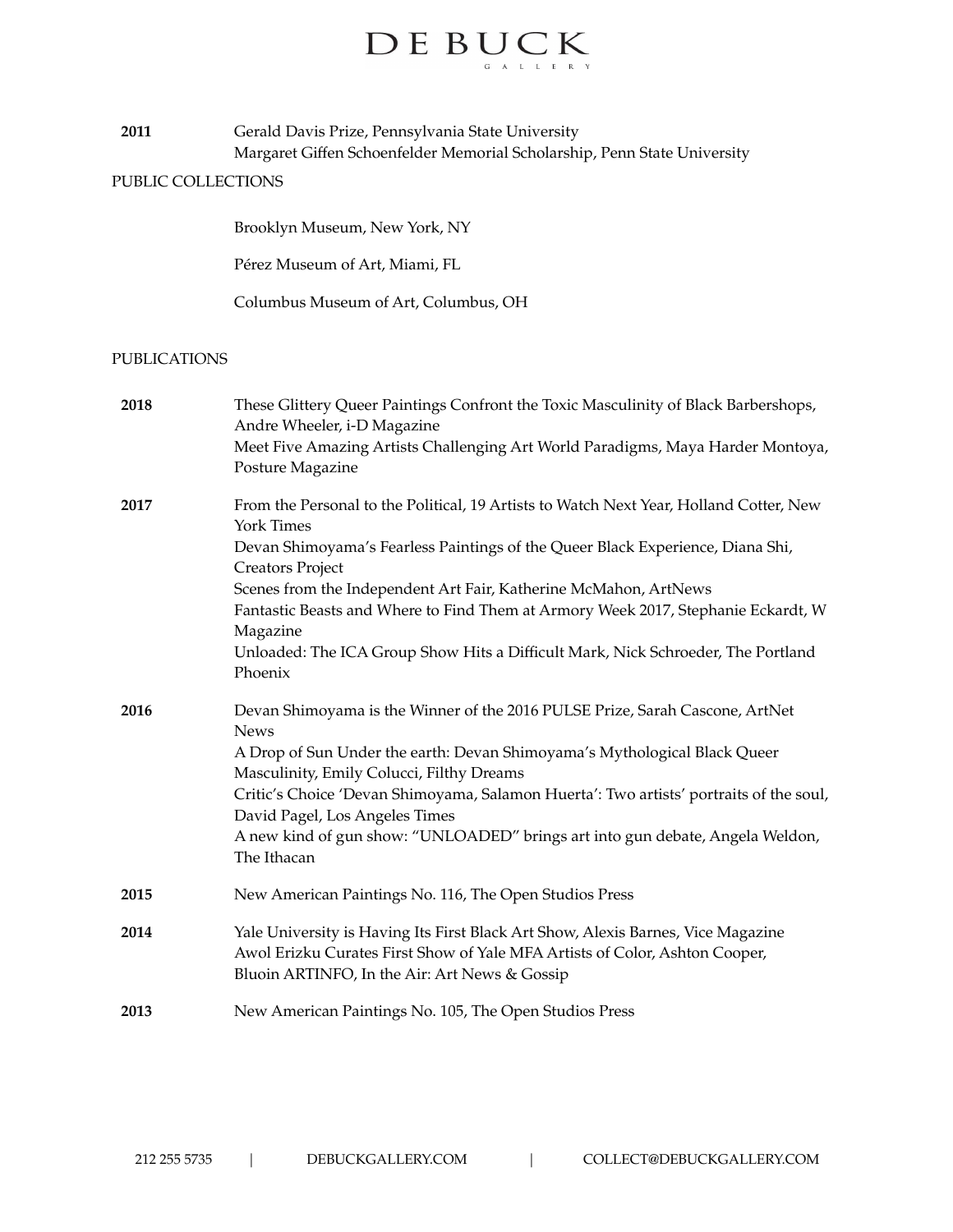**2011** Gerald Davis Prize, Pennsylvania State University
Margaret Giffen Schoenfelder Memorial Scholarship, Penn State University

## PUBLIC COLLECTIONS

Brooklyn Museum, New York, NY

Pérez Museum of Art, Miami, FL

Columbus Museum of Art, Columbus, OH

## PUBLICATIONS

**2018**
These Glittery Queer Paintings Confront the Toxic Masculinity of Black Barbershops, Andre Wheeler, i-D Magazine
Meet Five Amazing Artists Challenging Art World Paradigms, Maya Harder Montoya, Posture Magazine

**2017**
From the Personal to the Political, 19 Artists to Watch Next Year, Holland Cotter, New York Times
Devan Shimoyama's Fearless Paintings of the Queer Black Experience, Diana Shi, Creators Project
Scenes from the Independent Art Fair, Katherine McMahon, ArtNews
Fantastic Beasts and Where to Find Them at Armory Week 2017, Stephanie Eckardt, W Magazine
Unloaded: The ICA Group Show Hits a Difficult Mark, Nick Schroeder, The Portland Phoenix

**2016**
Devan Shimoyama is the Winner of the 2016 PULSE Prize, Sarah Cascone, ArtNet News
A Drop of Sun Under the earth: Devan Shimoyama's Mythological Black Queer Masculinity, Emily Colucci, Filthy Dreams
Critic's Choice 'Devan Shimoyama, Salamon Huerta': Two artists' portraits of the soul, David Pagel, Los Angeles Times
A new kind of gun show: "UNLOADED" brings art into gun debate, Angela Weldon, The Ithacan

**2015**
New American Paintings No. 116, The Open Studios Press

**2014**
Yale University is Having Its First Black Art Show, Alexis Barnes, Vice Magazine
Awol Erizku Curates First Show of Yale MFA Artists of Color, Ashton Cooper, Bluoin ARTINFO, In the Air: Art News & Gossip

**2013**
New American Paintings No. 105, The Open Studios Press